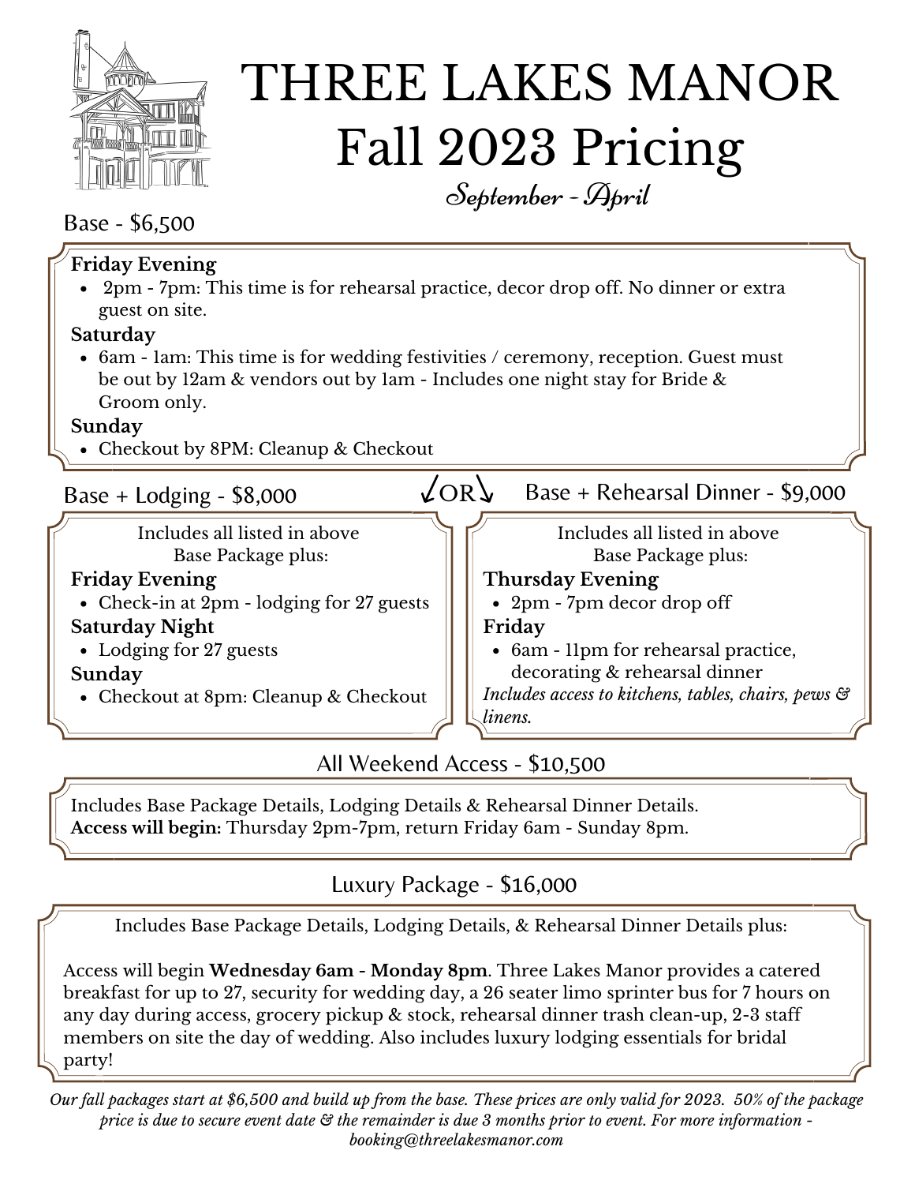# THREE LAKES MANOR
# Fall 2023 Pricing

*September - April*

## Base - $6,500

**Friday Evening**
- 2pm - 7pm: This time is for rehearsal practice, decor drop off. No dinner or extra guest on site.

**Saturday**
- 6am - 1am: This time is for wedding festivities / ceremony, reception. Guest must be out by 12am & vendors out by 1am - Includes one night stay for Bride & Groom only.

**Sunday**
- Checkout by 8PM: Cleanup & Checkout

## Base + Lodging - $8,000

Includes all listed in above Base Package plus:

**Friday Evening**
- Check-in at 2pm - lodging for 27 guests

**Saturday Night**
- Lodging for 27 guests

**Sunday**
- Checkout at 8pm: Cleanup & Checkout

OR

## Base + Rehearsal Dinner - $9,000

Includes all listed in above Base Package plus:

**Thursday Evening**
- 2pm - 7pm decor drop off

**Friday**
- 6am - 11pm for rehearsal practice, decorating & rehearsal dinner

*Includes access to kitchens, tables, chairs, pews & linens.*

## All Weekend Access - $10,500

Includes Base Package Details, Lodging Details & Rehearsal Dinner Details.
**Access will begin:** Thursday 2pm-7pm, return Friday 6am - Sunday 8pm.

## Luxury Package - $16,000

Includes Base Package Details, Lodging Details, & Rehearsal Dinner Details plus:

Access will begin **Wednesday 6am - Monday 8pm**. Three Lakes Manor provides a catered breakfast for up to 27, security for wedding day, a 26 seater limo sprinter bus for 7 hours on any day during access, grocery pickup & stock, rehearsal dinner trash clean-up, 2-3 staff members on site the day of wedding. Also includes luxury lodging essentials for bridal party!

*Our fall packages start at $6,500 and build up from the base. These prices are only valid for 2023. 50% of the package price is due to secure event date & the remainder is due 3 months prior to event. For more information - booking@threelakesmanor.com*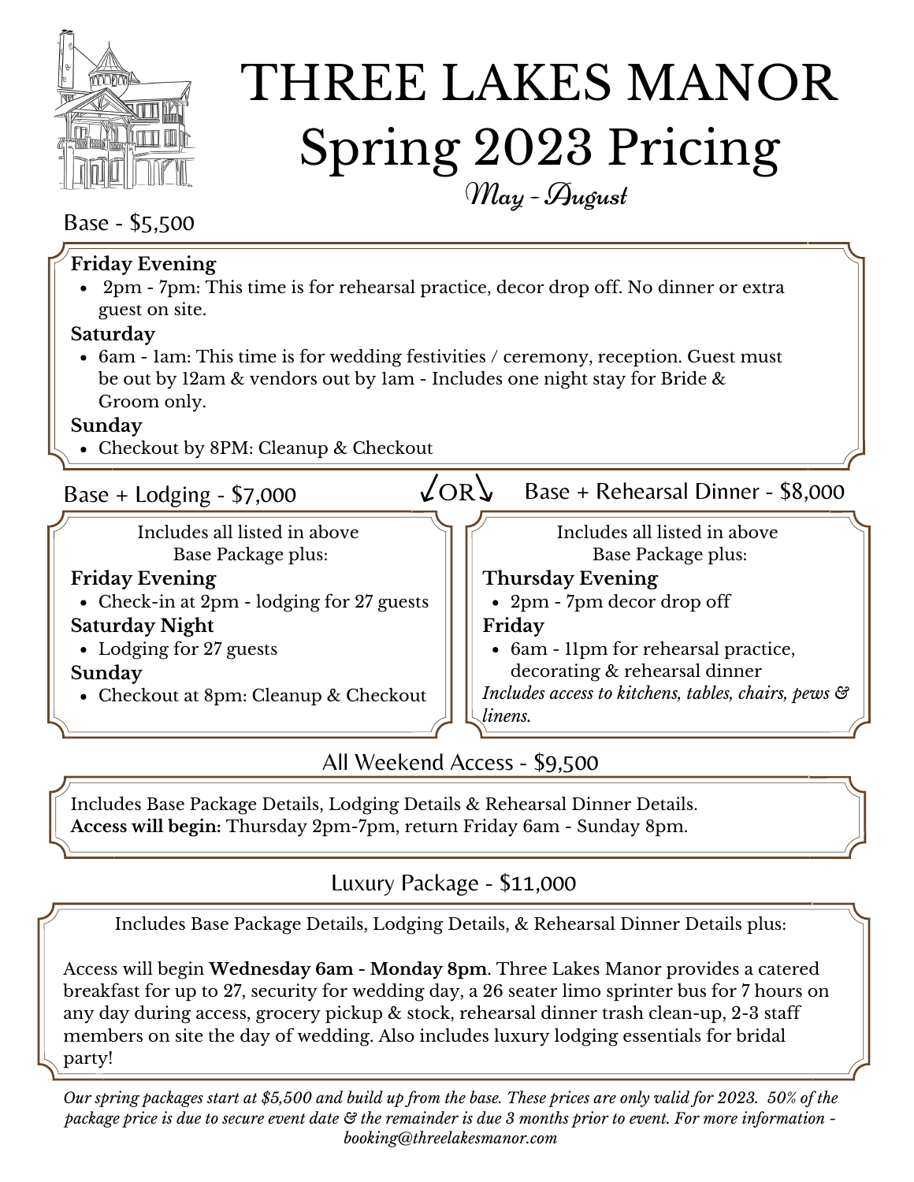# THREE LAKES MANOR
# Spring 2023 Pricing

*May - August*

## Base - $5,500

**Friday Evening**

- 2pm - 7pm: This time is for rehearsal practice, decor drop off. No dinner or extra guest on site.

**Saturday**

- 6am - 1am: This time is for wedding festivities / ceremony, reception. Guest must be out by 12am & vendors out by 1am - Includes one night stay for Bride & Groom only.

**Sunday**

- Checkout by 8PM: Cleanup & Checkout

## Base + Lodging - $7,000

Includes all listed in above Base Package plus:

**Friday Evening**

- Check-in at 2pm - lodging for 27 guests

**Saturday Night**

- Lodging for 27 guests

**Sunday**

- Checkout at 8pm: Cleanup & Checkout

OR

## Base + Rehearsal Dinner - $8,000

Includes all listed in above Base Package plus:

**Thursday Evening**

- 2pm - 7pm decor drop off

**Friday**

- 6am - 11pm for rehearsal practice, decorating & rehearsal dinner

*Includes access to kitchens, tables, chairs, pews & linens.*

## All Weekend Access - $9,500

Includes Base Package Details, Lodging Details & Rehearsal Dinner Details.
**Access will begin:** Thursday 2pm-7pm, return Friday 6am - Sunday 8pm.

## Luxury Package - $11,000

Includes Base Package Details, Lodging Details, & Rehearsal Dinner Details plus:

Access will begin **Wednesday 6am - Monday 8pm**. Three Lakes Manor provides a catered breakfast for up to 27, security for wedding day, a 26 seater limo sprinter bus for 7 hours on any day during access, grocery pickup & stock, rehearsal dinner trash clean-up, 2-3 staff members on site the day of wedding. Also includes luxury lodging essentials for bridal party!

*Our spring packages start at $5,500 and build up from the base. These prices are only valid for 2023. 50% of the package price is due to secure event date & the remainder is due 3 months prior to event. For more information - booking@threelakesmanor.com*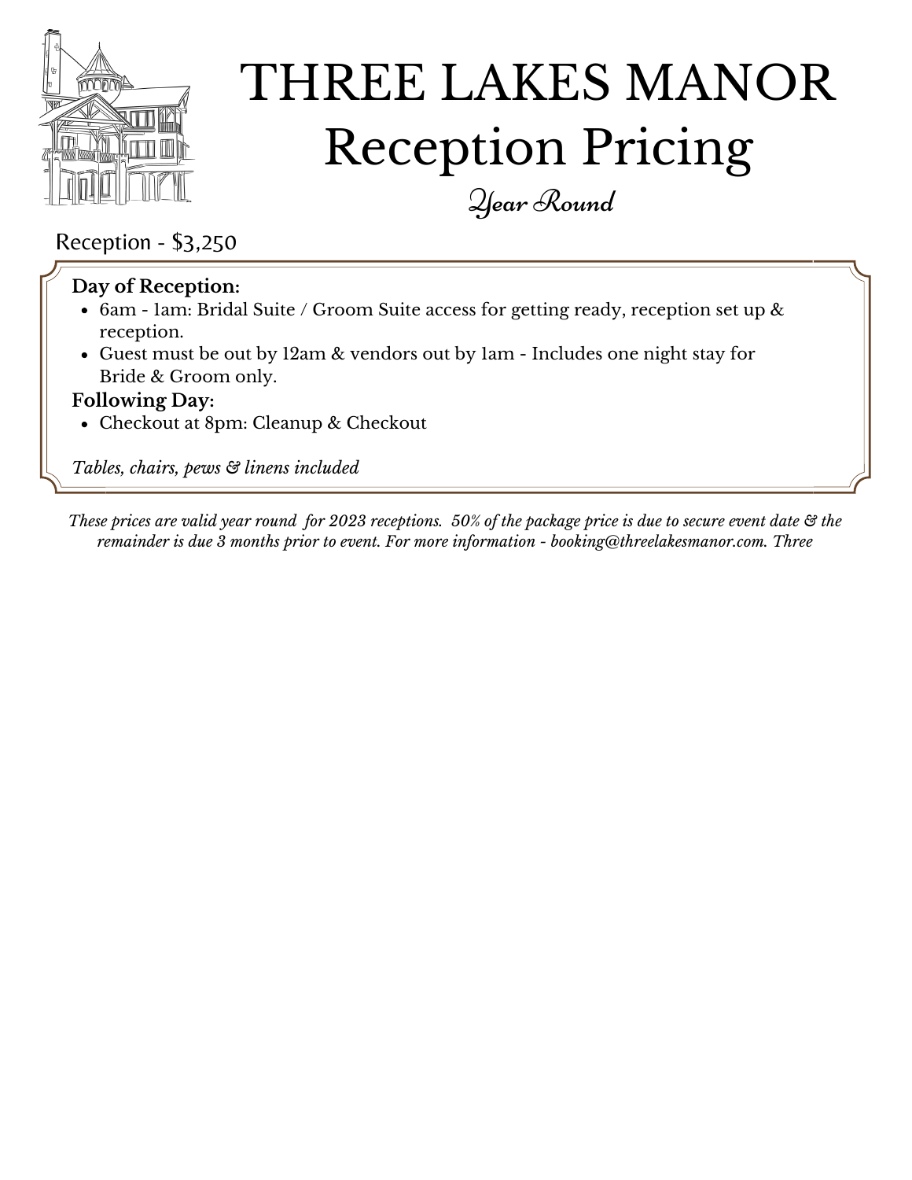# THREE LAKES MANOR
# Reception Pricing

*Year Round*

Reception - $3,250

**Day of Reception:**

- 6am - 1am: Bridal Suite / Groom Suite access for getting ready, reception set up & reception.
- Guest must be out by 12am & vendors out by 1am - Includes one night stay for Bride & Groom only.

**Following Day:**

- Checkout at 8pm: Cleanup & Checkout

*Tables, chairs, pews & linens included*

*These prices are valid year round for 2023 receptions. 50% of the package price is due to secure event date & the remainder is due 3 months prior to event. For more information - booking@threelakesmanor.com. Three*